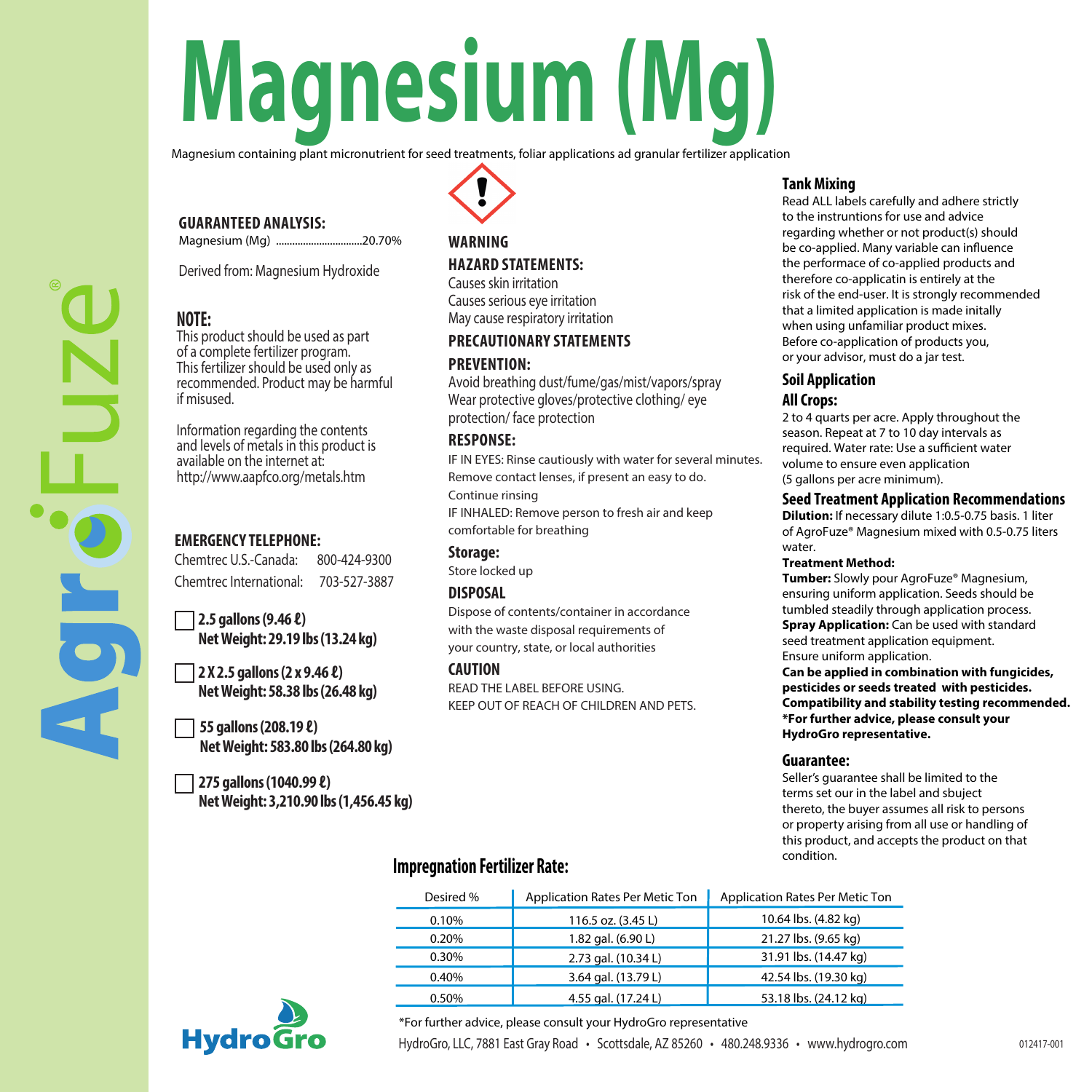# Magnesium (Mg)

Magnesium containing plant micronutrient for seed treatments, foliar applications ad granular fertilizer application

AgroFuze®

**GUARANTEED ANALYSIS:**

Magnesium (Mg) ................................20.70%

Derived from: Magnesium Hydroxide

## NOTE:

This product should be used as part of a complete fertilizer program. This fertilizer should be used only as recommended. Product may be harmful if misused.

Information regarding the contents and levels of metals in this product is available on the internet at: http://www.aapfco.org/metals.htm

**EMERGENCY TELEPHONE:**

Chemtrec U.S.-Canada: 800-424-9300

Chemtrec International: 703-527-3887

☐ **2.5 gallons (9.46 ℓ)**
**Net Weight: 29.19 lbs (13.24 kg)**

☐ **2 X 2.5 gallons (2 x 9.46 ℓ)**
**Net Weight: 58.38 lbs (26.48 kg)**

☐ **55 gallons (208.19 ℓ)**
**Net Weight: 583.80 lbs (264.80 kg)**

☐ **275 gallons (1040.99 ℓ)**
**Net Weight: 3,210.90 lbs (1,456.45 kg)**

**WARNING**

**HAZARD STATEMENTS:**

Causes skin irritation
Causes serious eye irritation
May cause respiratory irritation

**PRECAUTIONARY STATEMENTS**

**PREVENTION:**

Avoid breathing dust/fume/gas/mist/vapors/spray
Wear protective gloves/protective clothing/ eye protection/ face protection

**RESPONSE:**

IF IN EYES: Rinse cautiously with water for several minutes. Remove contact lenses, if present an easy to do. Continue rinsing
IF INHALED: Remove person to fresh air and keep comfortable for breathing

**Storage:**

Store locked up

**DISPOSAL**

Dispose of contents/container in accordance with the waste disposal requirements of your country, state, or local authorities

**CAUTION**

READ THE LABEL BEFORE USING.
KEEP OUT OF REACH OF CHILDREN AND PETS.

## Tank Mixing

Read ALL labels carefully and adhere strictly to the instruntions for use and advice regarding whether or not product(s) should be co-applied. Many variable can influence the performace of co-applied products and therefore co-applicatin is entirely at the risk of the end-user. It is strongly recommended that a limited application is made initally when using unfamiliar product mixes. Before co-application of products you, or your advisor, must do a jar test.

## Soil Application

### All Crops:

2 to 4 quarts per acre. Apply throughout the season. Repeat at 7 to 10 day intervals as required. Water rate: Use a sufficient water volume to ensure even application (5 gallons per acre minimum).

## Seed Treatment Application Recommendations

**Dilution:** If necessary dilute 1:0.5-0.75 basis. 1 liter of AgroFuze® Magnesium mixed with 0.5-0.75 liters water.

**Treatment Method:**

**Tumber:** Slowly pour AgroFuze® Magnesium, ensuring uniform application. Seeds should be tumbled steadily through application process.

**Spray Application:** Can be used with standard seed treatment application equipment. Ensure uniform application.

**Can be applied in combination with fungicides, pesticides or seeds treated with pesticides. Compatibility and stability testing recommended.**

**\*For further advice, please consult your HydroGro representative.**

## Guarantee:

Seller's guarantee shall be limited to the terms set our in the label and sbuject thereto, the buyer assumes all risk to persons or property arising from all use or handling of this product, and accepts the product on that condition.

## Impregnation Fertilizer Rate:

| Desired % | Application Rates Per Metic Ton | Application Rates Per Metic Ton |
|---|---|---|
| 0.10% | 116.5 oz. (3.45 L) | 10.64 lbs. (4.82 kg) |
| 0.20% | 1.82 gal. (6.90 L) | 21.27 lbs. (9.65 kg) |
| 0.30% | 2.73 gal. (10.34 L) | 31.91 lbs. (14.47 kg) |
| 0.40% | 3.64 gal. (13.79 L) | 42.54 lbs. (19.30 kg) |
| 0.50% | 4.55 gal. (17.24 L) | 53.18 lbs. (24.12 kg) |

\*For further advice, please consult your HydroGro representative

HydroGro

HydroGro, LLC, 7881 East Gray Road • Scottsdale, AZ 85260 • 480.248.9336 • www.hydrogro.com

012417-001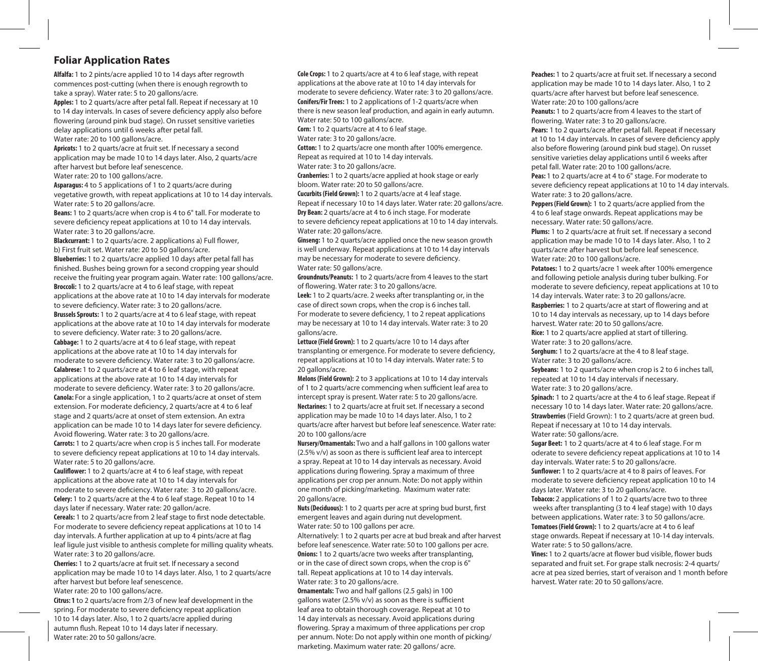## Foliar Application Rates

**Alfalfa:** 1 to 2 pints/acre applied 10 to 14 days after regrowth commences post-cutting (when there is enough regrowth to take a spray). Water rate: 5 to 20 gallons/acre.

**Apples:** 1 to 2 quarts/acre after petal fall. Repeat if necessary at 10 to 14 day intervals. In cases of severe deficiency apply also before flowering (around pink bud stage). On russet sensitive varieties delay applications until 6 weeks after petal fall. Water rate: 20 to 100 gallons/acre.

**Apricots:** 1 to 2 quarts/acre at fruit set. If necessary a second application may be made 10 to 14 days later. Also, 2 quarts/acre after harvest but before leaf senescence. Water rate: 20 to 100 gallons/acre.

**Asparagus:** 4 to 5 applications of 1 to 2 quarts/acre during vegetative growth, with repeat applications at 10 to 14 day intervals. Water rate: 5 to 20 gallons/acre.

**Beans:** 1 to 2 quarts/acre when crop is 4 to 6" tall. For moderate to severe deficiency repeat applications at 10 to 14 day intervals. Water rate: 3 to 20 gallons/acre.

**Blackcurrant:** 1 to 2 quarts/acre. 2 applications a) Full flower, b) First fruit set. Water rate: 20 to 50 gallons/acre.

**Blueberries:** 1 to 2 quarts/acre applied 10 days after petal fall has finished. Bushes being grown for a second cropping year should receive the fruiting year program again. Water rate: 100 gallons/acre.

**Broccoli:** 1 to 2 quarts/acre at 4 to 6 leaf stage, with repeat applications at the above rate at 10 to 14 day intervals for moderate to severe deficiency. Water rate: 3 to 20 gallons/acre.

**Brussels Sprouts:** 1 to 2 quarts/acre at 4 to 6 leaf stage, with repeat applications at the above rate at 10 to 14 day intervals for moderate to severe deficiency. Water rate: 3 to 20 gallons/acre.

**Cabbage:** 1 to 2 quarts/acre at 4 to 6 leaf stage, with repeat applications at the above rate at 10 to 14 day intervals for moderate to severe deficiency. Water rate: 3 to 20 gallons/acre.

**Calabrese:** 1 to 2 quarts/acre at 4 to 6 leaf stage, with repeat applications at the above rate at 10 to 14 day intervals for moderate to severe deficiency. Water rate: 3 to 20 gallons/acre.

**Canola:** For a single application, 1 to 2 quarts/acre at onset of stem extension. For moderate deficiency, 2 quarts/acre at 4 to 6 leaf stage and 2 quarts/acre at onset of stem extension. An extra application can be made 10 to 14 days later for severe deficiency. Avoid flowering. Water rate: 3 to 20 gallons/acre.

**Carrots:** 1 to 2 quarts/acre when crop is 5 inches tall. For moderate to severe deficiency repeat applications at 10 to 14 day intervals. Water rate: 5 to 20 gallons/acre.

**Cauliflower:** 1 to 2 quarts/acre at 4 to 6 leaf stage, with repeat applications at the above rate at 10 to 14 day intervals for moderate to severe deficiency. Water rate: 3 to 20 gallons/acre.

**Celery:** 1 to 2 quarts/acre at the 4 to 6 leaf stage. Repeat 10 to 14 days later if necessary. Water rate: 20 gallon/acre.

**Cereals:** 1 to 2 quarts/acre from 2 leaf stage to first node detectable. For moderate to severe deficiency repeat applications at 10 to 14 day intervals. A further application at up to 4 pints/acre at flag leaf ligule just visible to anthesis complete for milling quality wheats. Water rate: 3 to 20 gallons/acre.

**Cherries:** 1 to 2 quarts/acre at fruit set. If necessary a second application may be made 10 to 14 days later. Also, 1 to 2 quarts/acre after harvest but before leaf senescence. Water rate: 20 to 100 gallons/acre.

**Citrus: 1** to 2 quarts/acre from 2/3 of new leaf development in the spring. For moderate to severe deficiency repeat application 10 to 14 days later. Also, 1 to 2 quarts/acre applied during autumn flush. Repeat 10 to 14 days later if necessary. Water rate: 20 to 50 gallons/acre.

**Cole Crops:** 1 to 2 quarts/acre at 4 to 6 leaf stage, with repeat applications at the above rate at 10 to 14 day intervals for moderate to severe deficiency. Water rate: 3 to 20 gallons/acre.

**Conifers/Fir Trees:** 1 to 2 applications of 1-2 quarts/acre when there is new season leaf production, and again in early autumn. Water rate: 50 to 100 gallons/acre.

**Corn:** 1 to 2 quarts/acre at 4 to 6 leaf stage. Water rate: 3 to 20 gallons/acre.

**Cotton:** 1 to 2 quarts/acre one month after 100% emergence. Repeat as required at 10 to 14 day intervals. Water rate: 3 to 20 gallons/acre.

**Cranberries:** 1 to 2 quarts/acre applied at hook stage or early bloom. Water rate: 20 to 50 gallons/acre.

**Cucurbits (Field Grown):** 1 to 2 quarts/acre at 4 leaf stage. Repeat if necessary 10 to 14 days later. Water rate: 20 gallons/acre.

**Dry Bean:** 2 quarts/acre at 4 to 6 inch stage. For moderate to severe deficiency repeat applications at 10 to 14 day intervals. Water rate: 20 gallons/acre.

**Ginseng:** 1 to 2 quarts/acre applied once the new season growth is well underway. Repeat applications at 10 to 14 day intervals may be necessary for moderate to severe deficiency. Water rate: 50 gallons/acre.

**Groundnuts/Peanuts:** 1 to 2 quarts/acre from 4 leaves to the start of flowering. Water rate: 3 to 20 gallons/acre.

**Leek:** 1 to 2 quarts/acre. 2 weeks after transplanting or, in the case of direct sown crops, when the crop is 6 inches tall. For moderate to severe deficiency, 1 to 2 repeat applications may be necessary at 10 to 14 day intervals. Water rate: 3 to 20 gallons/acre.

**Lettuce (Field Grown):** 1 to 2 quarts/acre 10 to 14 days after transplanting or emergence. For moderate to severe deficiency, repeat applications at 10 to 14 day intervals. Water rate: 5 to 20 gallons/acre.

**Melons (Field Grown):** 2 to 3 applications at 10 to 14 day intervals of 1 to 2 quarts/acre commencing when sufficient leaf area to intercept spray is present. Water rate: 5 to 20 gallons/acre.

**Nectarines:** 1 to 2 quarts/acre at fruit set. If necessary a second application may be made 10 to 14 days later. Also, 1 to 2 quarts/acre after harvest but before leaf senescence. Water rate: 20 to 100 gallons/acre

**Nursery/Ornamentals:** Two and a half gallons in 100 gallons water (2.5% v/v) as soon as there is sufficient leaf area to intercept a spray. Repeat at 10 to 14 day intervals as necessary. Avoid applications during flowering. Spray a maximum of three applications per crop per annum. Note: Do not apply within one month of picking/marketing. Maximum water rate: 20 gallons/acre.

**Nuts (Deciduous):** 1 to 2 quarts per acre at spring bud burst, first emergent leaves and again during nut development. Water rate: 50 to 100 gallons per acre.
Alternatively: 1 to 2 quarts per acre at bud break and after harvest before leaf senescence. Water rate: 50 to 100 gallons per acre.

**Onions:** 1 to 2 quarts/acre two weeks after transplanting, or in the case of direct sown crops, when the crop is 6" tall. Repeat applications at 10 to 14 day intervals. Water rate: 3 to 20 gallons/acre.

**Ornamentals:** Two and half gallons (2.5 gals) in 100 gallons water (2.5% v/v) as soon as there is sufficient leaf area to obtain thorough coverage. Repeat at 10 to 14 day intervals as necessary. Avoid applications during flowering. Spray a maximum of three applications per crop per annum. Note: Do not apply within one month of picking/marketing. Maximum water rate: 20 gallons/ acre.

**Peaches:** 1 to 2 quarts/acre at fruit set. If necessary a second application may be made 10 to 14 days later. Also, 1 to 2 quarts/acre after harvest but before leaf senescence. Water rate: 20 to 100 gallons/acre

**Peanuts:** 1 to 2 quarts/acre from 4 leaves to the start of flowering. Water rate: 3 to 20 gallons/acre.

**Pears:** 1 to 2 quarts/acre after petal fall. Repeat if necessary at 10 to 14 day intervals. In cases of severe deficiency apply also before flowering (around pink bud stage). On russet sensitive varieties delay applications until 6 weeks after petal fall. Water rate: 20 to 100 gallons/acre.

**Peas:** 1 to 2 quarts/acre at 4 to 6" stage. For moderate to severe deficiency repeat applications at 10 to 14 day intervals. Water rate: 3 to 20 gallons/acre.

**Peppers (Field Grown):** 1 to 2 quarts/acre applied from the 4 to 6 leaf stage onwards. Repeat applications may be necessary. Water rate: 50 gallons/acre.

**Plums:** 1 to 2 quarts/acre at fruit set. If necessary a second application may be made 10 to 14 days later. Also, 1 to 2 quarts/acre after harvest but before leaf senescence. Water rate: 20 to 100 gallons/acre.

**Potatoes:** 1 to 2 quarts/acre 1 week after 100% emergence and following petiole analysis during tuber bulking. For moderate to severe deficiency, repeat applications at 10 to 14 day intervals. Water rate: 3 to 20 gallons/acre.

**Raspberries:** 1 to 2 quarts/acre at start of flowering and at 10 to 14 day intervals as necessary, up to 14 days before harvest. Water rate: 20 to 50 gallons/acre.

**Rice:** 1 to 2 quarts/acre applied at start of tillering. Water rate: 3 to 20 gallons/acre.

**Sorghum:** 1 to 2 quarts/acre at the 4 to 8 leaf stage. Water rate: 3 to 20 gallons/acre.

**Soybeans:** 1 to 2 quarts/acre when crop is 2 to 6 inches tall, repeated at 10 to 14 day intervals if necessary. Water rate: 3 to 20 gallons/acre.

**Spinach:** 1 to 2 quarts/acre at the 4 to 6 leaf stage. Repeat if necessary 10 to 14 days later. Water rate: 20 gallons/acre.

**Strawberries** (Field Grown): 1 to 2 quarts/acre at green bud. Repeat if necessary at 10 to 14 day intervals. Water rate: 50 gallons/acre.

**Sugar Beet:** 1 to 2 quarts/acre at 4 to 6 leaf stage. For m oderate to severe deficiency repeat applications at 10 to 14 day intervals. Water rate: 5 to 20 gallons/acre.

**Sunflower:** 1 to 2 quarts/acre at 4 to 8 pairs of leaves. For moderate to severe deficiency repeat application 10 to 14 days later. Water rate: 3 to 20 gallons/acre.

**Tobacco:** 2 applications of 1 to 2 quarts/acre two to three weeks after transplanting (3 to 4 leaf stage) with 10 days between applications. Water rate: 3 to 50 gallons/acre.

**Tomatoes (Field Grown):** 1 to 2 quarts/acre at 4 to 6 leaf stage onwards. Repeat if necessary at 10-14 day intervals. Water rate: 5 to 50 gallons/acre.

**Vines:** 1 to 2 quarts/acre at flower bud visible, flower buds separated and fruit set. For grape stalk necrosis: 2-4 quarts/acre at pea sized berries, start of veraison and 1 month before harvest. Water rate: 20 to 50 gallons/acre.